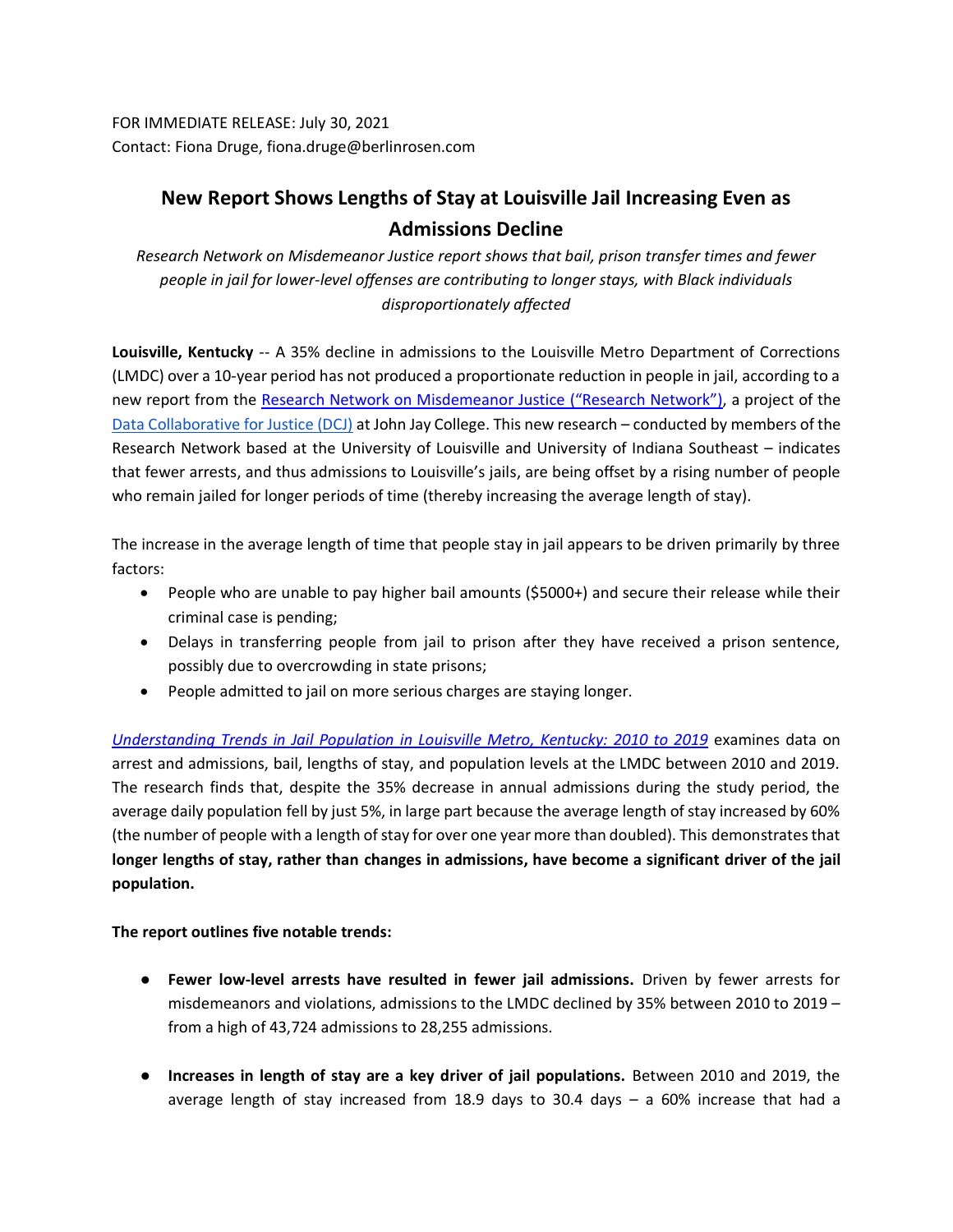FOR IMMEDIATE RELEASE: July 30, 2021
Contact: Fiona Druge, fiona.druge@berlinrosen.com

# New Report Shows Lengths of Stay at Louisville Jail Increasing Even as Admissions Decline

*Research Network on Misdemeanor Justice report shows that bail, prison transfer times and fewer people in jail for lower-level offenses are contributing to longer stays, with Black individuals disproportionately affected*

**Louisville, Kentucky** -- A 35% decline in admissions to the Louisville Metro Department of Corrections (LMDC) over a 10-year period has not produced a proportionate reduction in people in jail, according to a new report from the [Research Network on Misdemeanor Justice ("Research Network")](), a project of the [Data Collaborative for Justice (DCJ)]() at John Jay College. This new research – conducted by members of the Research Network based at the University of Louisville and University of Indiana Southeast – indicates that fewer arrests, and thus admissions to Louisville's jails, are being offset by a rising number of people who remain jailed for longer periods of time (thereby increasing the average length of stay).

The increase in the average length of time that people stay in jail appears to be driven primarily by three factors:

- People who are unable to pay higher bail amounts ($5000+) and secure their release while their criminal case is pending;
- Delays in transferring people from jail to prison after they have received a prison sentence, possibly due to overcrowding in state prisons;
- People admitted to jail on more serious charges are staying longer.

[*Understanding Trends in Jail Population in Louisville Metro, Kentucky: 2010 to 2019*]() examines data on arrest and admissions, bail, lengths of stay, and population levels at the LMDC between 2010 and 2019. The research finds that, despite the 35% decrease in annual admissions during the study period, the average daily population fell by just 5%, in large part because the average length of stay increased by 60% (the number of people with a length of stay for over one year more than doubled). This demonstrates that **longer lengths of stay, rather than changes in admissions, have become a significant driver of the jail population.**

**The report outlines five notable trends:**

- **Fewer low-level arrests have resulted in fewer jail admissions.** Driven by fewer arrests for misdemeanors and violations, admissions to the LMDC declined by 35% between 2010 to 2019 – from a high of 43,724 admissions to 28,255 admissions.

- **Increases in length of stay are a key driver of jail populations.** Between 2010 and 2019, the average length of stay increased from 18.9 days to 30.4 days – a 60% increase that had a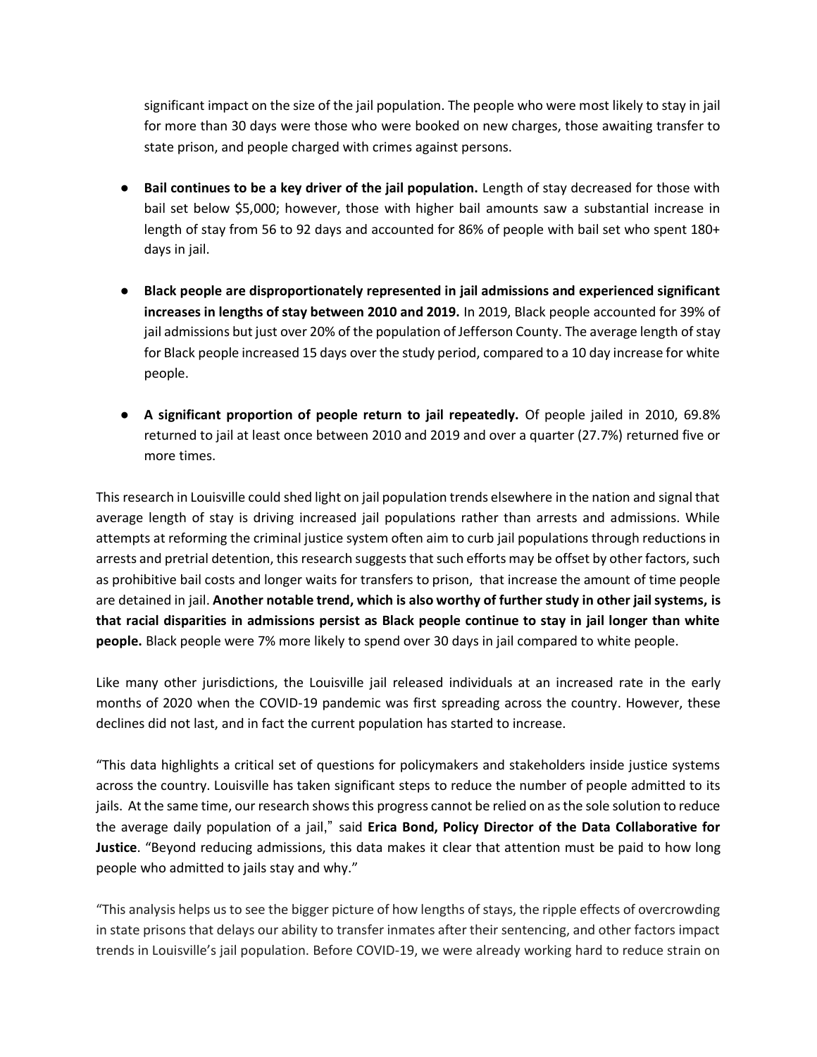significant impact on the size of the jail population. The people who were most likely to stay in jail for more than 30 days were those who were booked on new charges, those awaiting transfer to state prison, and people charged with crimes against persons.

- **Bail continues to be a key driver of the jail population.** Length of stay decreased for those with bail set below $5,000; however, those with higher bail amounts saw a substantial increase in length of stay from 56 to 92 days and accounted for 86% of people with bail set who spent 180+ days in jail.

- **Black people are disproportionately represented in jail admissions and experienced significant increases in lengths of stay between 2010 and 2019.** In 2019, Black people accounted for 39% of jail admissions but just over 20% of the population of Jefferson County. The average length of stay for Black people increased 15 days over the study period, compared to a 10 day increase for white people.

- **A significant proportion of people return to jail repeatedly.** Of people jailed in 2010, 69.8% returned to jail at least once between 2010 and 2019 and over a quarter (27.7%) returned five or more times.

This research in Louisville could shed light on jail population trends elsewhere in the nation and signal that average length of stay is driving increased jail populations rather than arrests and admissions. While attempts at reforming the criminal justice system often aim to curb jail populations through reductions in arrests and pretrial detention, this research suggests that such efforts may be offset by other factors, such as prohibitive bail costs and longer waits for transfers to prison, that increase the amount of time people are detained in jail. **Another notable trend, which is also worthy of further study in other jail systems, is that racial disparities in admissions persist as Black people continue to stay in jail longer than white people.** Black people were 7% more likely to spend over 30 days in jail compared to white people.

Like many other jurisdictions, the Louisville jail released individuals at an increased rate in the early months of 2020 when the COVID-19 pandemic was first spreading across the country. However, these declines did not last, and in fact the current population has started to increase.

"This data highlights a critical set of questions for policymakers and stakeholders inside justice systems across the country. Louisville has taken significant steps to reduce the number of people admitted to its jails. At the same time, our research shows this progress cannot be relied on as the sole solution to reduce the average daily population of a jail," said **Erica Bond, Policy Director of the Data Collaborative for Justice**. "Beyond reducing admissions, this data makes it clear that attention must be paid to how long people who admitted to jails stay and why."

"This analysis helps us to see the bigger picture of how lengths of stays, the ripple effects of overcrowding in state prisons that delays our ability to transfer inmates after their sentencing, and other factors impact trends in Louisville's jail population. Before COVID-19, we were already working hard to reduce strain on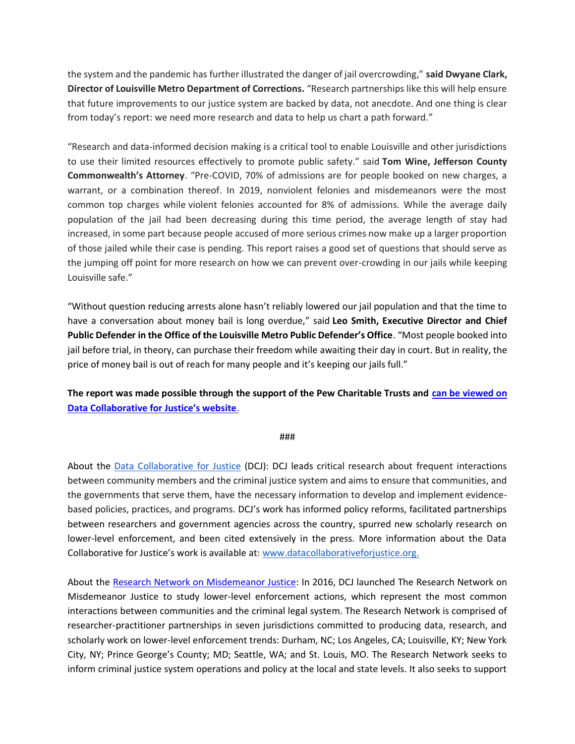the system and the pandemic has further illustrated the danger of jail overcrowding," **said Dwyane Clark, Director of Louisville Metro Department of Corrections.** "Research partnerships like this will help ensure that future improvements to our justice system are backed by data, not anecdote. And one thing is clear from today's report: we need more research and data to help us chart a path forward."

"Research and data-informed decision making is a critical tool to enable Louisville and other jurisdictions to use their limited resources effectively to promote public safety." said **Tom Wine, Jefferson County Commonwealth's Attorney**. "Pre-COVID, 70% of admissions are for people booked on new charges, a warrant, or a combination thereof. In 2019, nonviolent felonies and misdemeanors were the most common top charges while violent felonies accounted for 8% of admissions. While the average daily population of the jail had been decreasing during this time period, the average length of stay had increased, in some part because people accused of more serious crimes now make up a larger proportion of those jailed while their case is pending. This report raises a good set of questions that should serve as the jumping off point for more research on how we can prevent over-crowding in our jails while keeping Louisville safe."

"Without question reducing arrests alone hasn't reliably lowered our jail population and that the time to have a conversation about money bail is long overdue," said **Leo Smith, Executive Director and Chief Public Defender in the Office of the Louisville Metro Public Defender's Office**. "Most people booked into jail before trial, in theory, can purchase their freedom while awaiting their day in court. But in reality, the price of money bail is out of reach for many people and it's keeping our jails full."

**The report was made possible through the support of the Pew Charitable Trusts and [can be viewed on Data Collaborative for Justice's website](#).**

###

About the [Data Collaborative for Justice](#) (DCJ): DCJ leads critical research about frequent interactions between community members and the criminal justice system and aims to ensure that communities, and the governments that serve them, have the necessary information to develop and implement evidence-based policies, practices, and programs. DCJ's work has informed policy reforms, facilitated partnerships between researchers and government agencies across the country, spurred new scholarly research on lower-level enforcement, and been cited extensively in the press. More information about the Data Collaborative for Justice's work is available at: [www.datacollaborativeforjustice.org.](http://www.datacollaborativeforjustice.org)

About the [Research Network on Misdemeanor Justice](#): In 2016, DCJ launched The Research Network on Misdemeanor Justice to study lower-level enforcement actions, which represent the most common interactions between communities and the criminal legal system. The Research Network is comprised of researcher-practitioner partnerships in seven jurisdictions committed to producing data, research, and scholarly work on lower-level enforcement trends: Durham, NC; Los Angeles, CA; Louisville, KY; New York City, NY; Prince George's County; MD; Seattle, WA; and St. Louis, MO. The Research Network seeks to inform criminal justice system operations and policy at the local and state levels. It also seeks to support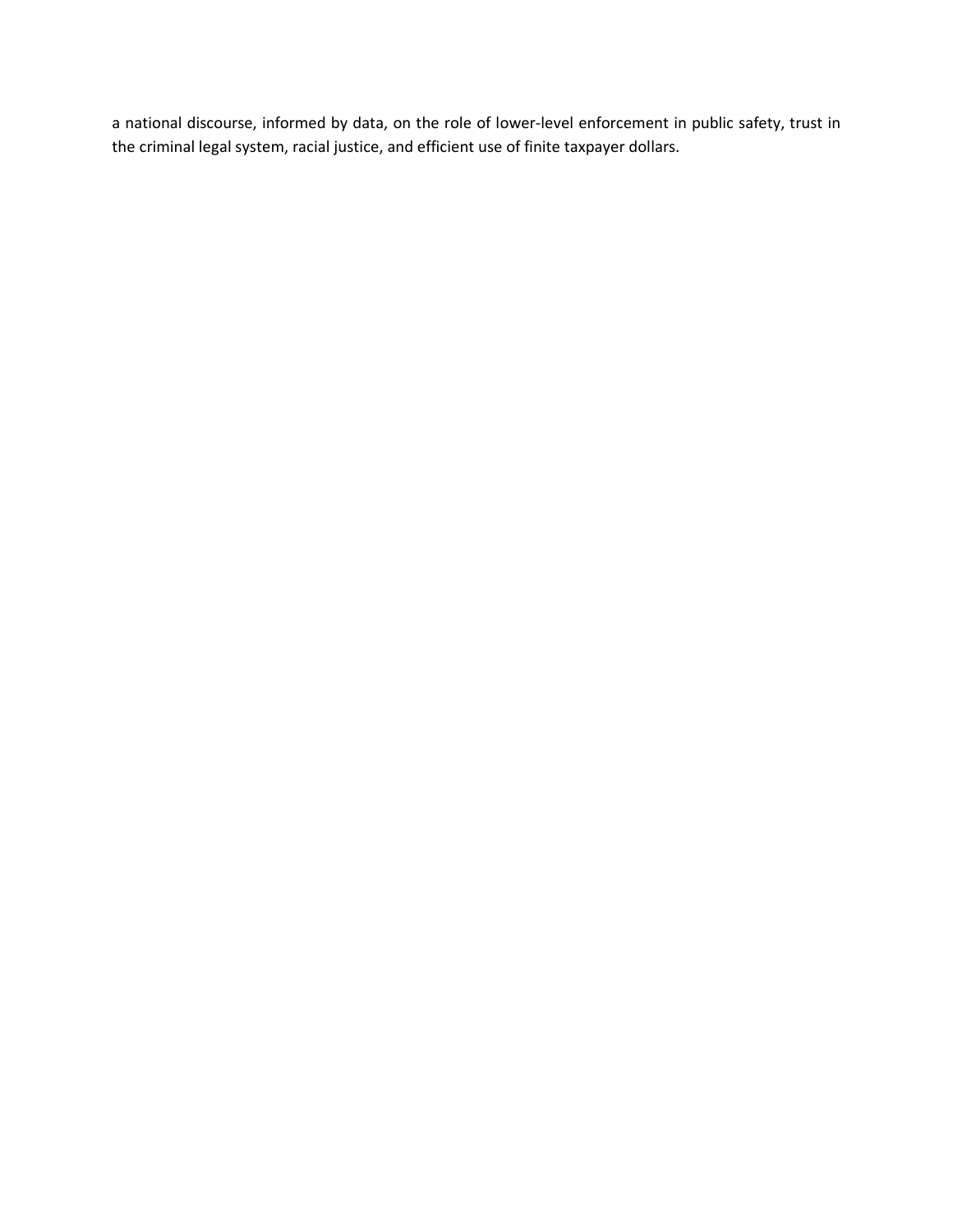a national discourse, informed by data, on the role of lower-level enforcement in public safety, trust in the criminal legal system, racial justice, and efficient use of finite taxpayer dollars.